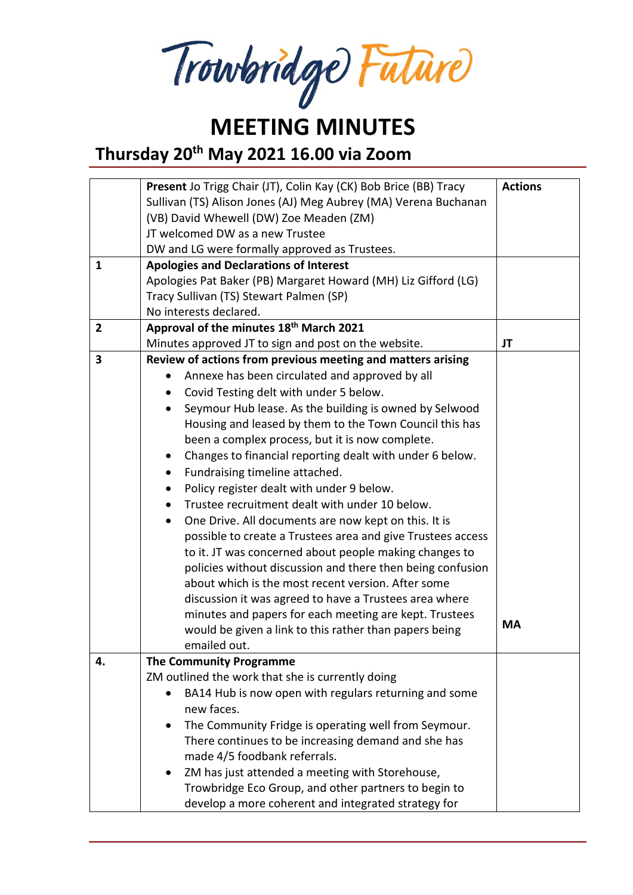Trowbridge Future

# MEETING MINUTES

## Thursday 20th May 2021 16.00 via Zoom

| | | Actions |
|---|---|---|
| | **Present** Jo Trigg Chair (JT), Colin Kay (CK) Bob Brice (BB) Tracy Sullivan (TS) Alison Jones (AJ) Meg Aubrey (MA) Verena Buchanan (VB) David Whewell (DW) Zoe Meaden (ZM)<br>JT welcomed DW as a new Trustee<br>DW and LG were formally approved as Trustees. | |
| 1 | **Apologies and Declarations of Interest**<br>Apologies Pat Baker (PB) Margaret Howard (MH) Liz Gifford (LG) Tracy Sullivan (TS) Stewart Palmen (SP)<br>No interests declared. | |
| 2 | **Approval of the minutes 18th March 2021**<br>Minutes approved JT to sign and post on the website. | **JT** |
| 3 | **Review of actions from previous meeting and matters arising**<br>• Annexe has been circulated and approved by all<br>• Covid Testing delt with under 5 below.<br>• Seymour Hub lease. As the building is owned by Selwood Housing and leased by them to the Town Council this has been a complex process, but it is now complete.<br>• Changes to financial reporting dealt with under 6 below.<br>• Fundraising timeline attached.<br>• Policy register dealt with under 9 below.<br>• Trustee recruitment dealt with under 10 below.<br>• One Drive. All documents are now kept on this. It is possible to create a Trustees area and give Trustees access to it. JT was concerned about people making changes to policies without discussion and there then being confusion about which is the most recent version. After some discussion it was agreed to have a Trustees area where minutes and papers for each meeting are kept. Trustees would be given a link to this rather than papers being emailed out. | **MA** |
| 4. | **The Community Programme**<br>ZM outlined the work that she is currently doing<br>• BA14 Hub is now open with regulars returning and some new faces.<br>• The Community Fridge is operating well from Seymour. There continues to be increasing demand and she has made 4/5 foodbank referrals.<br>• ZM has just attended a meeting with Storehouse, Trowbridge Eco Group, and other partners to begin to develop a more coherent and integrated strategy for | |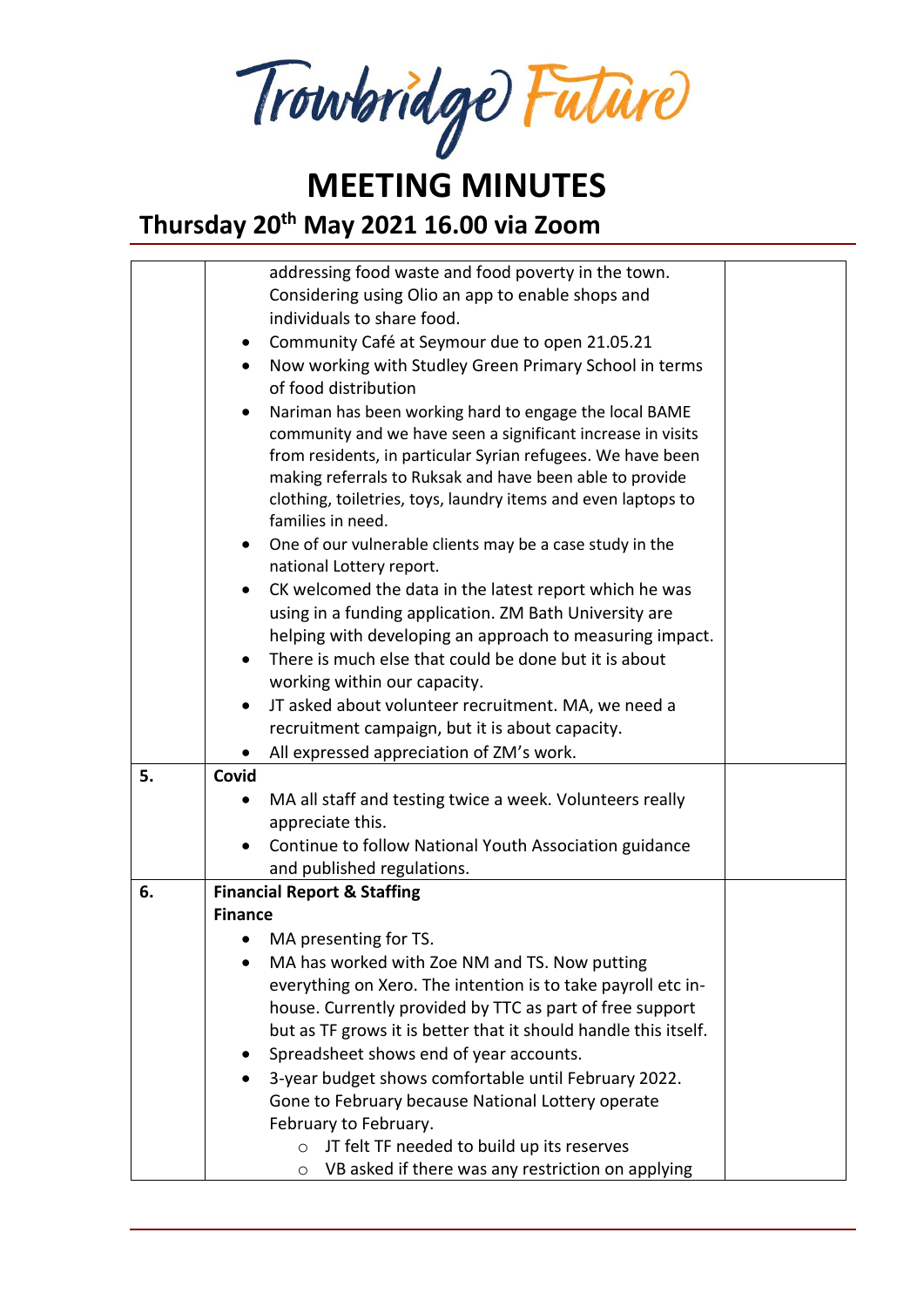# MEETING MINUTES

## Thursday 20th May 2021 16.00 via Zoom

| | | |
|---|---|---|
| | addressing food waste and food poverty in the town. Considering using Olio an app to enable shops and individuals to share food.<br>• Community Café at Seymour due to open 21.05.21<br>• Now working with Studley Green Primary School in terms of food distribution<br>• Nariman has been working hard to engage the local BAME community and we have seen a significant increase in visits from residents, in particular Syrian refugees. We have been making referrals to Ruksak and have been able to provide clothing, toiletries, toys, laundry items and even laptops to families in need.<br>• One of our vulnerable clients may be a case study in the national Lottery report.<br>• CK welcomed the data in the latest report which he was using in a funding application. ZM Bath University are helping with developing an approach to measuring impact.<br>• There is much else that could be done but it is about working within our capacity.<br>• JT asked about volunteer recruitment. MA, we need a recruitment campaign, but it is about capacity.<br>• All expressed appreciation of ZM's work. | |
| 5. | **Covid**<br>• MA all staff and testing twice a week. Volunteers really appreciate this.<br>• Continue to follow National Youth Association guidance and published regulations. | |
| 6. | **Financial Report & Staffing**<br>**Finance**<br>• MA presenting for TS.<br>• MA has worked with Zoe NM and TS. Now putting everything on Xero. The intention is to take payroll etc in-house. Currently provided by TTC as part of free support but as TF grows it is better that it should handle this itself.<br>• Spreadsheet shows end of year accounts.<br>• 3-year budget shows comfortable until February 2022. Gone to February because National Lottery operate February to February.<br>&nbsp;&nbsp;&nbsp;&nbsp;○ JT felt TF needed to build up its reserves<br>&nbsp;&nbsp;&nbsp;&nbsp;○ VB asked if there was any restriction on applying | |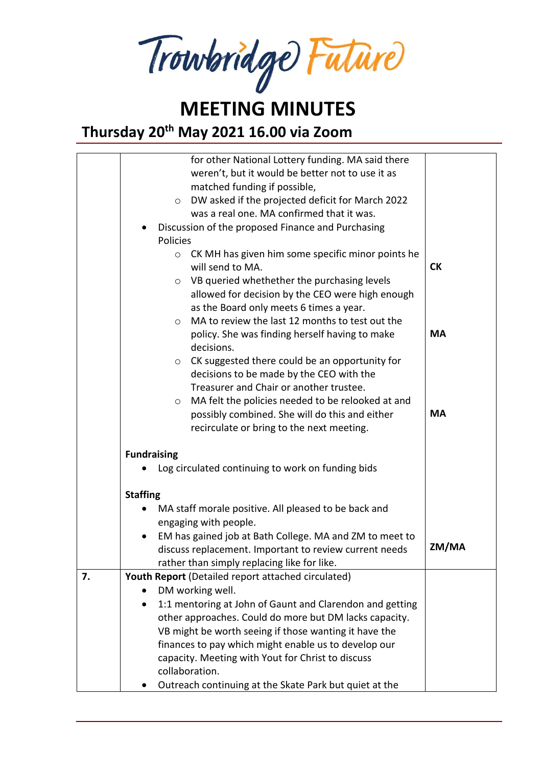# Trowbridge Future

# MEETING MINUTES

## Thursday 20th May 2021 16.00 via Zoom

| | | |
|---|---|---|
| | <ul><li>for other National Lottery funding. MA said there weren't, but it would be better not to use it as matched funding if possible,</li><li>DW asked if the projected deficit for March 2022 was a real one. MA confirmed that it was.</li></ul><ul><li>Discussion of the proposed Finance and Purchasing Policies<ul><li>CK MH has given him some specific minor points he will send to MA.</li><li>VB queried whethether the purchasing levels allowed for decision by the CEO were high enough as the Board only meets 6 times a year.</li><li>MA to review the last 12 months to test out the policy. She was finding herself having to make decisions.</li><li>CK suggested there could be an opportunity for decisions to be made by the CEO with the Treasurer and Chair or another trustee.</li><li>MA felt the policies needed to be relooked at and possibly combined. She will do this and either recirculate or bring to the next meeting.</li></ul></li></ul>**Fundraising**<ul><li>Log circulated continuing to work on funding bids</li></ul>**Staffing**<ul><li>MA staff morale positive. All pleased to be back and engaging with people.</li><li>EM has gained job at Bath College. MA and ZM to meet to discuss replacement. Important to review current needs rather than simply replacing like for like.</li></ul> | **CK**<br><br>**MA**<br><br>**MA**<br><br>**ZM/MA** |
| **7.** | **Youth Report** (Detailed report attached circulated)<ul><li>DM working well.</li><li>1:1 mentoring at John of Gaunt and Clarendon and getting other approaches. Could do more but DM lacks capacity. VB might be worth seeing if those wanting it have the finances to pay which might enable us to develop our capacity. Meeting with Yout for Christ to discuss collaboration.</li><li>Outreach continuing at the Skate Park but quiet at the</li></ul> | |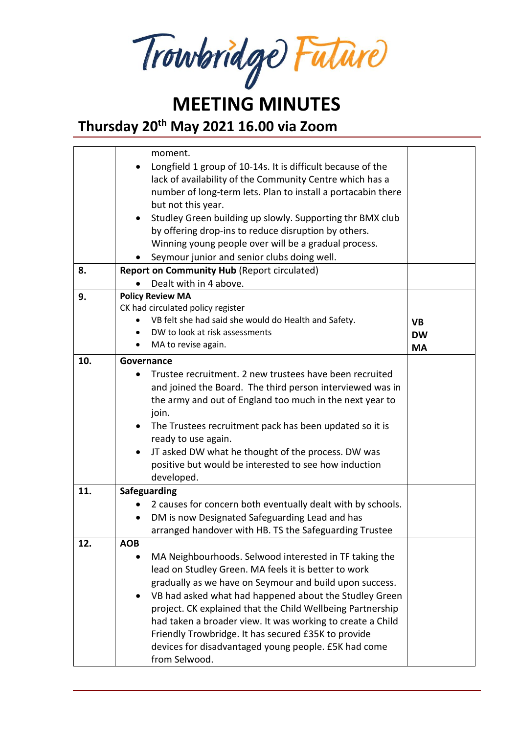# MEETING MINUTES

## Thursday 20th May 2021 16.00 via Zoom

| | | |
|---|---|---|
| | moment.<br>• Longfield 1 group of 10-14s. It is difficult because of the lack of availability of the Community Centre which has a number of long-term lets. Plan to install a portacabin there but not this year.<br>• Studley Green building up slowly. Supporting thr BMX club by offering drop-ins to reduce disruption by others. Winning young people over will be a gradual process.<br>• Seymour junior and senior clubs doing well. | |
| **8.** | **Report on Community Hub** (Report circulated)<br>• Dealt with in 4 above. | |
| **9.** | **Policy Review MA**<br>CK had circulated policy register<br>• VB felt she had said she would do Health and Safety.<br>• DW to look at risk assessments<br>• MA to revise again. | **VB**<br>**DW**<br>**MA** |
| **10.** | **Governance**<br>• Trustee recruitment. 2 new trustees have been recruited and joined the Board. The third person interviewed was in the army and out of England too much in the next year to join.<br>• The Trustees recruitment pack has been updated so it is ready to use again.<br>• JT asked DW what he thought of the process. DW was positive but would be interested to see how induction developed. | |
| **11.** | **Safeguarding**<br>• 2 causes for concern both eventually dealt with by schools.<br>• DM is now Designated Safeguarding Lead and has arranged handover with HB. TS the Safeguarding Trustee | |
| **12.** | **AOB**<br>• MA Neighbourhoods. Selwood interested in TF taking the lead on Studley Green. MA feels it is better to work gradually as we have on Seymour and build upon success.<br>• VB had asked what had happened about the Studley Green project. CK explained that the Child Wellbeing Partnership had taken a broader view. It was working to create a Child Friendly Trowbridge. It has secured £35K to provide devices for disadvantaged young people. £5K had come from Selwood. | |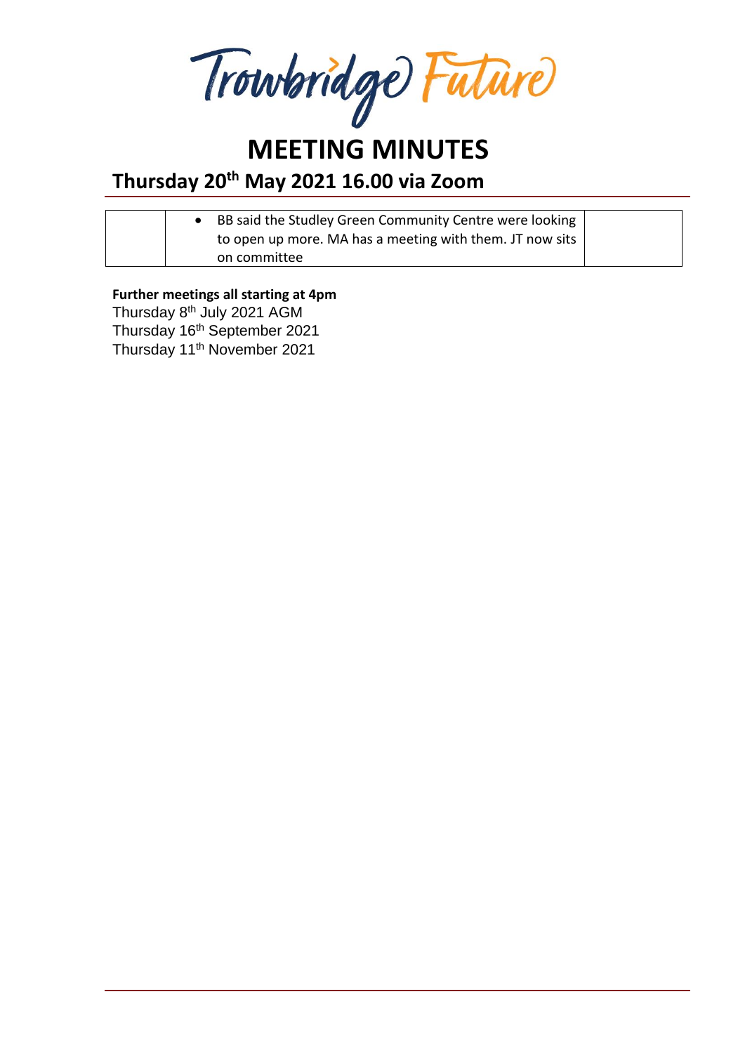# MEETING MINUTES

## Thursday 20th May 2021 16.00 via Zoom

| | | |
|---|---|---|
| | • BB said the Studley Green Community Centre were looking to open up more. MA has a meeting with them. JT now sits on committee | |

**Further meetings all starting at 4pm**

Thursday 8th July 2021 AGM
Thursday 16th September 2021
Thursday 11th November 2021